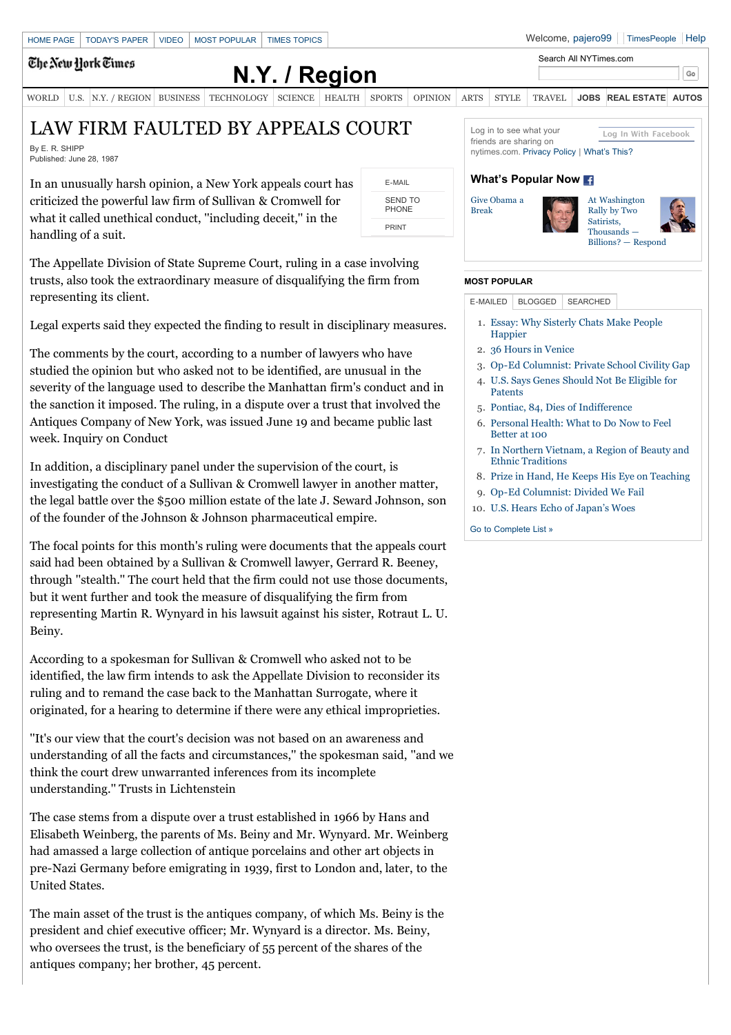# LAW FIRM FAULTED BY APPEALS COURT

By E. R. SHIPP
Published: June 28, 1987

In an unusually harsh opinion, a New York appeals court has criticized the powerful law firm of Sullivan & Cromwell for what it called unethical conduct, ''including deceit,'' in the handling of a suit.

The Appellate Division of State Supreme Court, ruling in a case involving trusts, also took the extraordinary measure of disqualifying the firm from representing its client.

Legal experts said they expected the finding to result in disciplinary measures.

The comments by the court, according to a number of lawyers who have studied the opinion but who asked not to be identified, are unusual in the severity of the language used to describe the Manhattan firm's conduct and in the sanction it imposed. The ruling, in a dispute over a trust that involved the Antiques Company of New York, was issued June 19 and became public last week. Inquiry on Conduct

In addition, a disciplinary panel under the supervision of the court, is investigating the conduct of a Sullivan & Cromwell lawyer in another matter, the legal battle over the $500 million estate of the late J. Seward Johnson, son of the founder of the Johnson & Johnson pharmaceutical empire.

The focal points for this month's ruling were documents that the appeals court said had been obtained by a Sullivan & Cromwell lawyer, Gerrard R. Beeney, through ''stealth.'' The court held that the firm could not use those documents, but it went further and took the measure of disqualifying the firm from representing Martin R. Wynyard in his lawsuit against his sister, Rotraut L. U. Beiny.

According to a spokesman for Sullivan & Cromwell who asked not to be identified, the law firm intends to ask the Appellate Division to reconsider its ruling and to remand the case back to the Manhattan Surrogate, where it originated, for a hearing to determine if there were any ethical improprieties.

''It's our view that the court's decision was not based on an awareness and understanding of all the facts and circumstances,'' the spokesman said, ''and we think the court drew unwarranted inferences from its incomplete understanding.'' Trusts in Lichtenstein

The case stems from a dispute over a trust established in 1966 by Hans and Elisabeth Weinberg, the parents of Ms. Beiny and Mr. Wynyard. Mr. Weinberg had amassed a large collection of antique porcelains and other art objects in pre-Nazi Germany before emigrating in 1939, first to London and, later, to the United States.

The main asset of the trust is the antiques company, of which Ms. Beiny is the president and chief executive officer; Mr. Wynyard is a director. Ms. Beiny, who oversees the trust, is the beneficiary of 55 percent of the shares of the antiques company; her brother, 45 percent.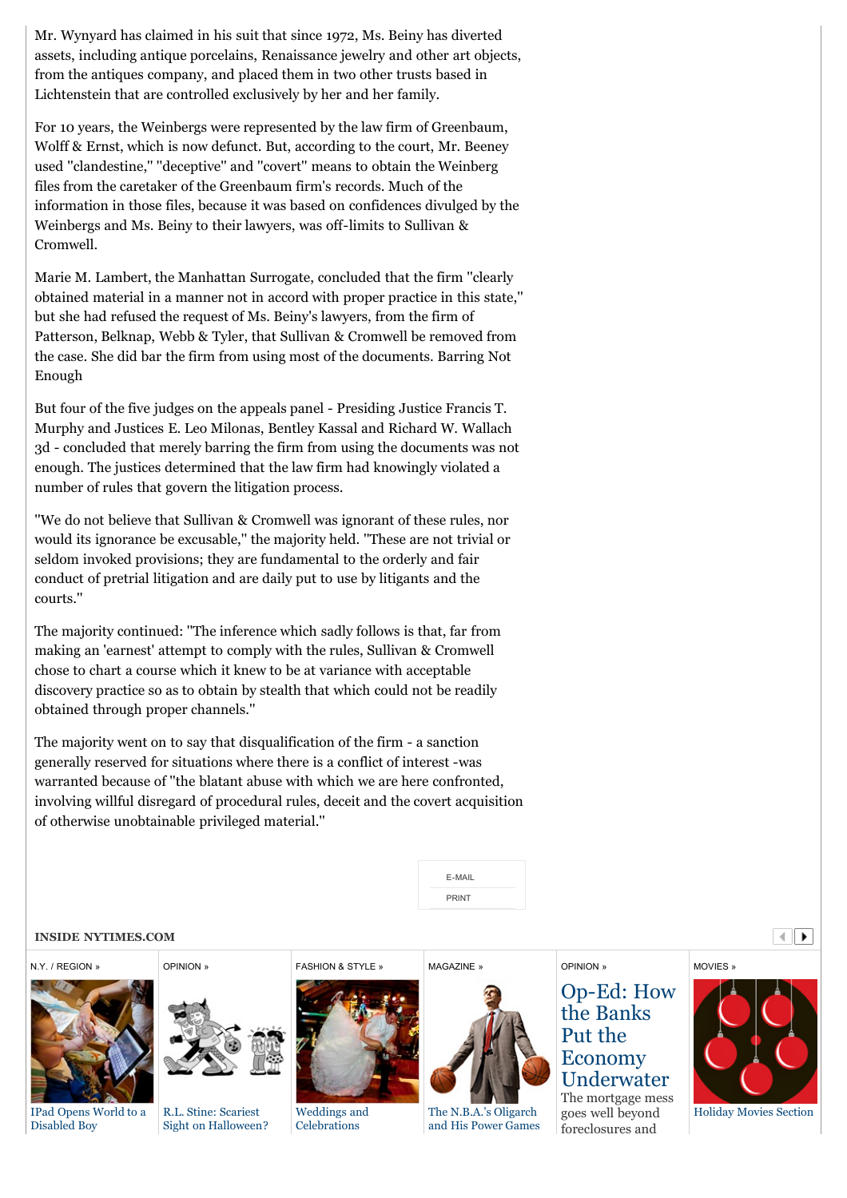Mr. Wynyard has claimed in his suit that since 1972, Ms. Beiny has diverted assets, including antique porcelains, Renaissance jewelry and other art objects, from the antiques company, and placed them in two other trusts based in Lichtenstein that are controlled exclusively by her and her family.

For 10 years, the Weinbergs were represented by the law firm of Greenbaum, Wolff & Ernst, which is now defunct. But, according to the court, Mr. Beeney used ''clandestine,'' ''deceptive'' and ''covert'' means to obtain the Weinberg files from the caretaker of the Greenbaum firm's records. Much of the information in those files, because it was based on confidences divulged by the Weinbergs and Ms. Beiny to their lawyers, was off-limits to Sullivan & Cromwell.

Marie M. Lambert, the Manhattan Surrogate, concluded that the firm ''clearly obtained material in a manner not in accord with proper practice in this state,'' but she had refused the request of Ms. Beiny's lawyers, from the firm of Patterson, Belknap, Webb & Tyler, that Sullivan & Cromwell be removed from the case. She did bar the firm from using most of the documents. Barring Not Enough

But four of the five judges on the appeals panel - Presiding Justice Francis T. Murphy and Justices E. Leo Milonas, Bentley Kassal and Richard W. Wallach 3d - concluded that merely barring the firm from using the documents was not enough. The justices determined that the law firm had knowingly violated a number of rules that govern the litigation process.

''We do not believe that Sullivan & Cromwell was ignorant of these rules, nor would its ignorance be excusable,'' the majority held. ''These are not trivial or seldom invoked provisions; they are fundamental to the orderly and fair conduct of pretrial litigation and are daily put to use by litigants and the courts.''

The majority continued: ''The inference which sadly follows is that, far from making an 'earnest' attempt to comply with the rules, Sullivan & Cromwell chose to chart a course which it knew to be at variance with acceptable discovery practice so as to obtain by stealth that which could not be readily obtained through proper channels.''

The majority went on to say that disqualification of the firm - a sanction generally reserved for situations where there is a conflict of interest -was warranted because of ''the blatant abuse with which we are here confronted, involving willful disregard of procedural rules, deceit and the covert acquisition of otherwise unobtainable privileged material.''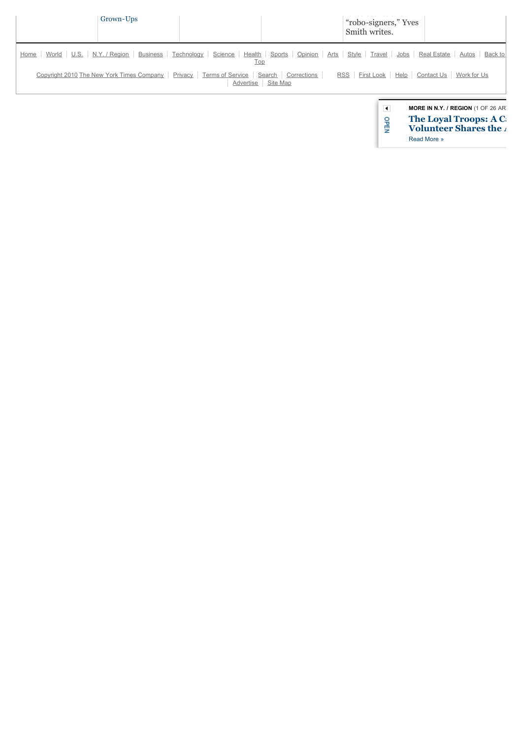Grown-Ups

"robo-signers," Yves Smith writes.

Home | World | U.S. | N.Y. / Region | Business | Technology | Science | Health | Sports | Opinion | Arts | Style | Travel | Jobs | Real Estate | Autos | Back to Top

Copyright 2010 The New York Times Company | Privacy | Terms of Service | Search | Corrections | RSS | First Look | Help | Contact Us | Work for Us | Advertise | Site Map

OPEN

**MORE IN N.Y. / REGION** (1 OF 26 AR

**The Loyal Troops: A C Volunteer Shares the**

Read More »